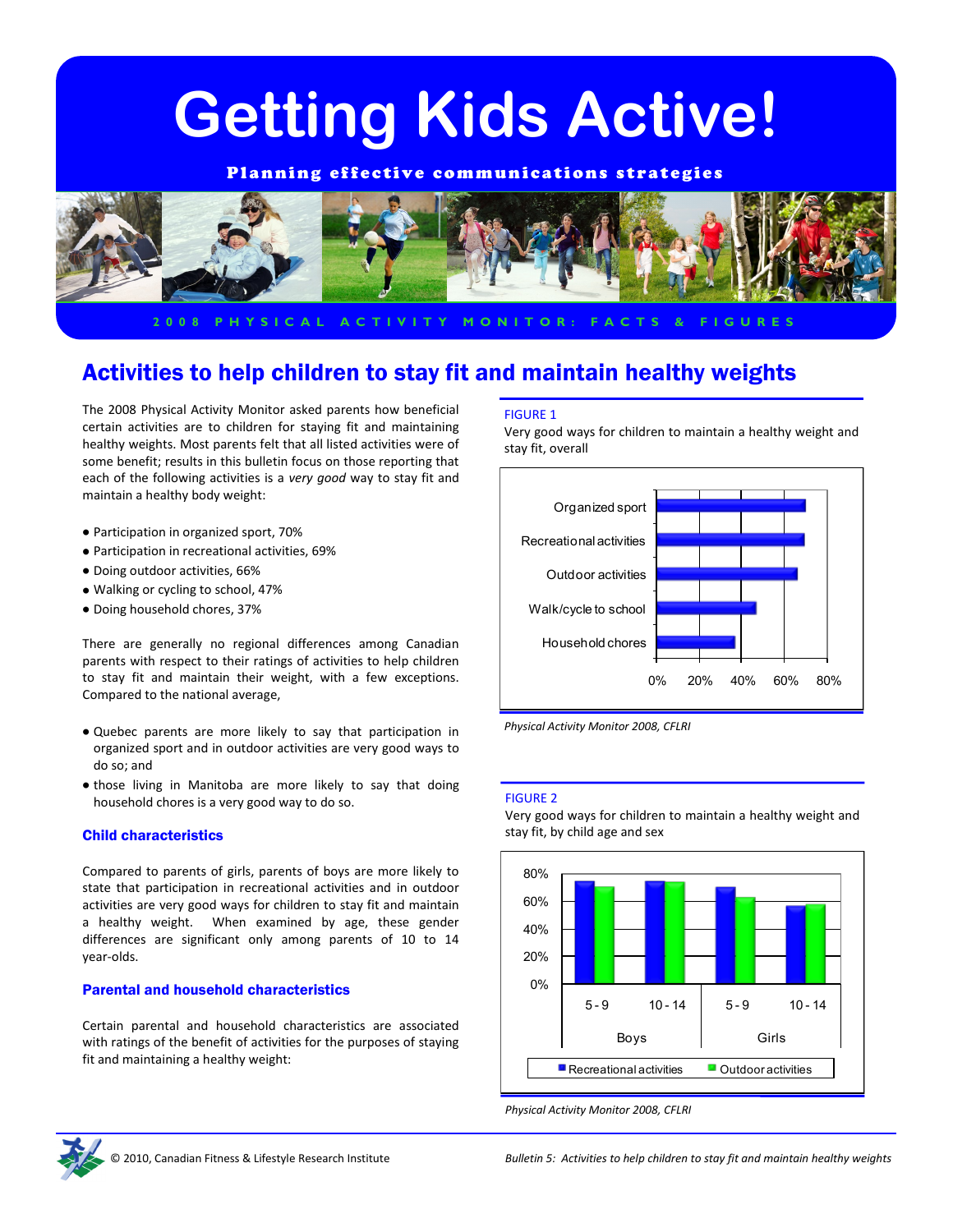# Getting Kids Active!

**Planning effective communications strategies**

2008 PHYSICAL ACTIVITY MONITOR: FACTS & FIGURES

## Activities to help children to stay fit and maintain healthy weights

The 2008 Physical Activity Monitor asked parents how beneficial certain activities are to children for staying fit and maintaining healthy weights. Most parents felt that all listed activities were of some benefit; results in this bulletin focus on those reporting that each of the following activities is a *very good* way to stay fit and maintain a healthy body weight:

- Participation in organized sport, 70%
- Participation in recreational activities, 69%
- Doing outdoor activities, 66%
- Walking or cycling to school, 47%
- Doing household chores, 37%

There are generally no regional differences among Canadian parents with respect to their ratings of activities to help children to stay fit and maintain their weight, with a few exceptions. Compared to the national average,

- Quebec parents are more likely to say that participation in organized sport and in outdoor activities are very good ways to do so; and
- those living in Manitoba are more likely to say that doing household chores is a very good way to do so.

### Child characteristics

Compared to parents of girls, parents of boys are more likely to state that participation in recreational activities and in outdoor activities are very good ways for children to stay fit and maintain a healthy weight. When examined by age, these gender differences are significant only among parents of 10 to 14 year-olds.

### Parental and household characteristics

Certain parental and household characteristics are associated with ratings of the benefit of activities for the purposes of staying fit and maintaining a healthy weight:

FIGURE 1

Very good ways for children to maintain a healthy weight and stay fit, overall

Organized sport
Recreational activities
Outdoor activities
Walk/cycle to school
Household chores
0% 20% 40% 60% 80%

*Physical Activity Monitor 2008, CFLRI*

FIGURE 2

Very good ways for children to maintain a healthy weight and stay fit, by child age and sex

80%
60%
40%
20%
0%
5 - 9 10 - 14 5 - 9 10 - 14
Boys Girls
Recreational activities Outdoor activities

*Physical Activity Monitor 2008, CFLRI*

© 2010, Canadian Fitness & Lifestyle Research Institute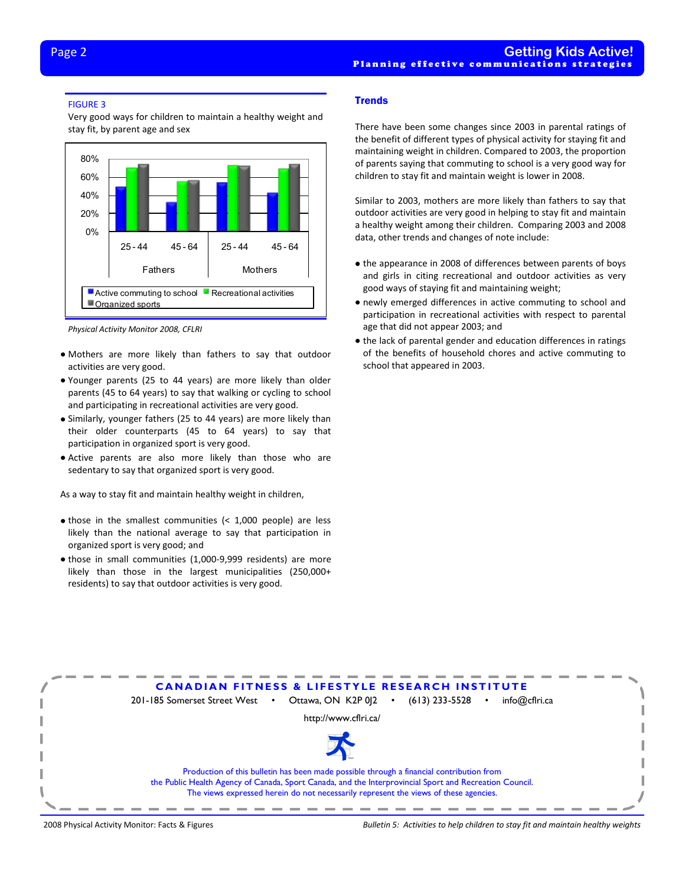FIGURE 3

Very good ways for children to maintain a healthy weight and stay fit, by parent age and sex

80%
60%
40%
20%
0%

25 - 44
45 - 64
25 - 44
45 - 64

Fathers
Mothers

Active commuting to school
Recreational activities
Organized sports

*Physical Activity Monitor 2008, CFLRI*

- Mothers are more likely than fathers to say that outdoor activities are very good.
- Younger parents (25 to 44 years) are more likely than older parents (45 to 64 years) to say that walking or cycling to school and participating in recreational activities are very good.
- Similarly, younger fathers (25 to 44 years) are more likely than their older counterparts (45 to 64 years) to say that participation in organized sport is very good.
- Active parents are also more likely than those who are sedentary to say that organized sport is very good.

As a way to stay fit and maintain healthy weight in children,

- those in the smallest communities (< 1,000 people) are less likely than the national average to say that participation in organized sport is very good; and
- those in small communities (1,000-9,999 residents) are more likely than those in the largest municipalities (250,000+ residents) to say that outdoor activities is very good.

## Trends

There have been some changes since 2003 in parental ratings of the benefit of different types of physical activity for staying fit and maintaining weight in children. Compared to 2003, the proportion of parents saying that commuting to school is a very good way for children to stay fit and maintain weight is lower in 2008.

Similar to 2003, mothers are more likely than fathers to say that outdoor activities are very good in helping to stay fit and maintain a healthy weight among their children. Comparing 2003 and 2008 data, other trends and changes of note include:

- the appearance in 2008 of differences between parents of boys and girls in citing recreational and outdoor activities as very good ways of staying fit and maintaining weight;
- newly emerged differences in active commuting to school and participation in recreational activities with respect to parental age that did not appear 2003; and
- the lack of parental gender and education differences in ratings of the benefits of household chores and active commuting to school that appeared in 2003.

**CANADIAN FITNESS & LIFESTYLE RESEARCH INSTITUTE**

201-185 Somerset Street West • Ottawa, ON K2P 0J2 • (613) 233-5528 • info@cflri.ca

http://www.cflri.ca/

Production of this bulletin has been made possible through a financial contribution from the Public Health Agency of Canada, Sport Canada, and the Interprovincial Sport and Recreation Council. The views expressed herein do not necessarily represent the views of these agencies.